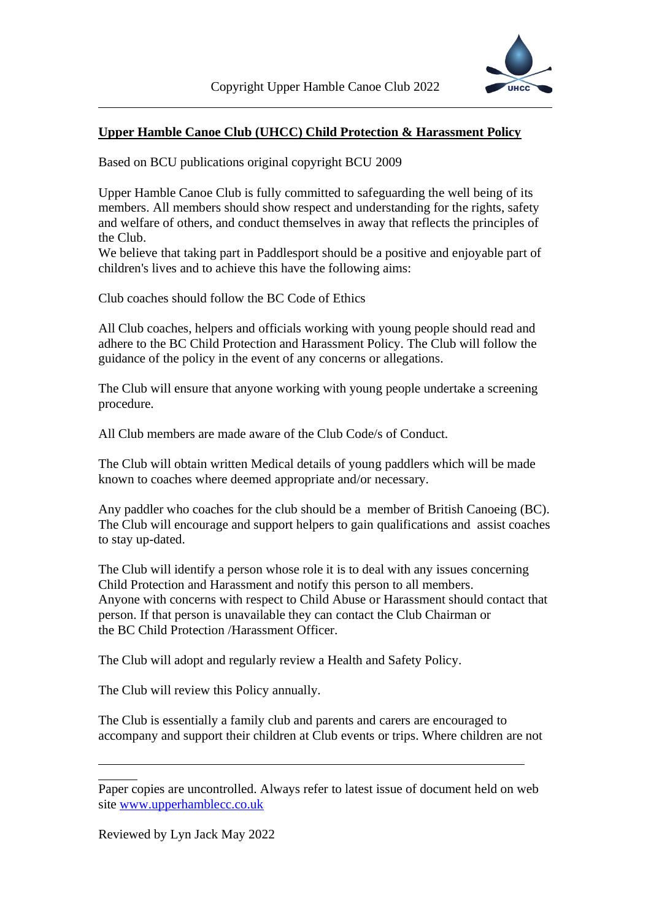**Upper Hamble Canoe Club (UHCC) Child Protection & Harassment Policy**

Based on BCU publications original copyright BCU 2009

Upper Hamble Canoe Club is fully committed to safeguarding the well being of its members. All members should show respect and understanding for the rights, safety and welfare of others, and conduct themselves in away that reflects the principles of the Club.
We believe that taking part in Paddlesport should be a positive and enjoyable part of children's lives and to achieve this have the following aims:

Club coaches should follow the BC Code of Ethics

All Club coaches, helpers and officials working with young people should read and adhere to the BC Child Protection and Harassment Policy. The Club will follow the guidance of the policy in the event of any concerns or allegations.

The Club will ensure that anyone working with young people undertake a screening procedure.

All Club members are made aware of the Club Code/s of Conduct.

The Club will obtain written Medical details of young paddlers which will be made known to coaches where deemed appropriate and/or necessary.

Any paddler who coaches for the club should be a member of British Canoeing (BC). The Club will encourage and support helpers to gain qualifications and assist coaches to stay up-dated.

The Club will identify a person whose role it is to deal with any issues concerning Child Protection and Harassment and notify this person to all members.
Anyone with concerns with respect to Child Abuse or Harassment should contact that person. If that person is unavailable they can contact the Club Chairman or the BC Child Protection /Harassment Officer.

The Club will adopt and regularly review a Health and Safety Policy.

The Club will review this Policy annually.

The Club is essentially a family club and parents and carers are encouraged to accompany and support their children at Club events or trips. Where children are not

---

Paper copies are uncontrolled. Always refer to latest issue of document held on web site [www.upperhamblecc.co.uk](http://www.upperhamblecc.co.uk)

Reviewed by Lyn Jack May 2022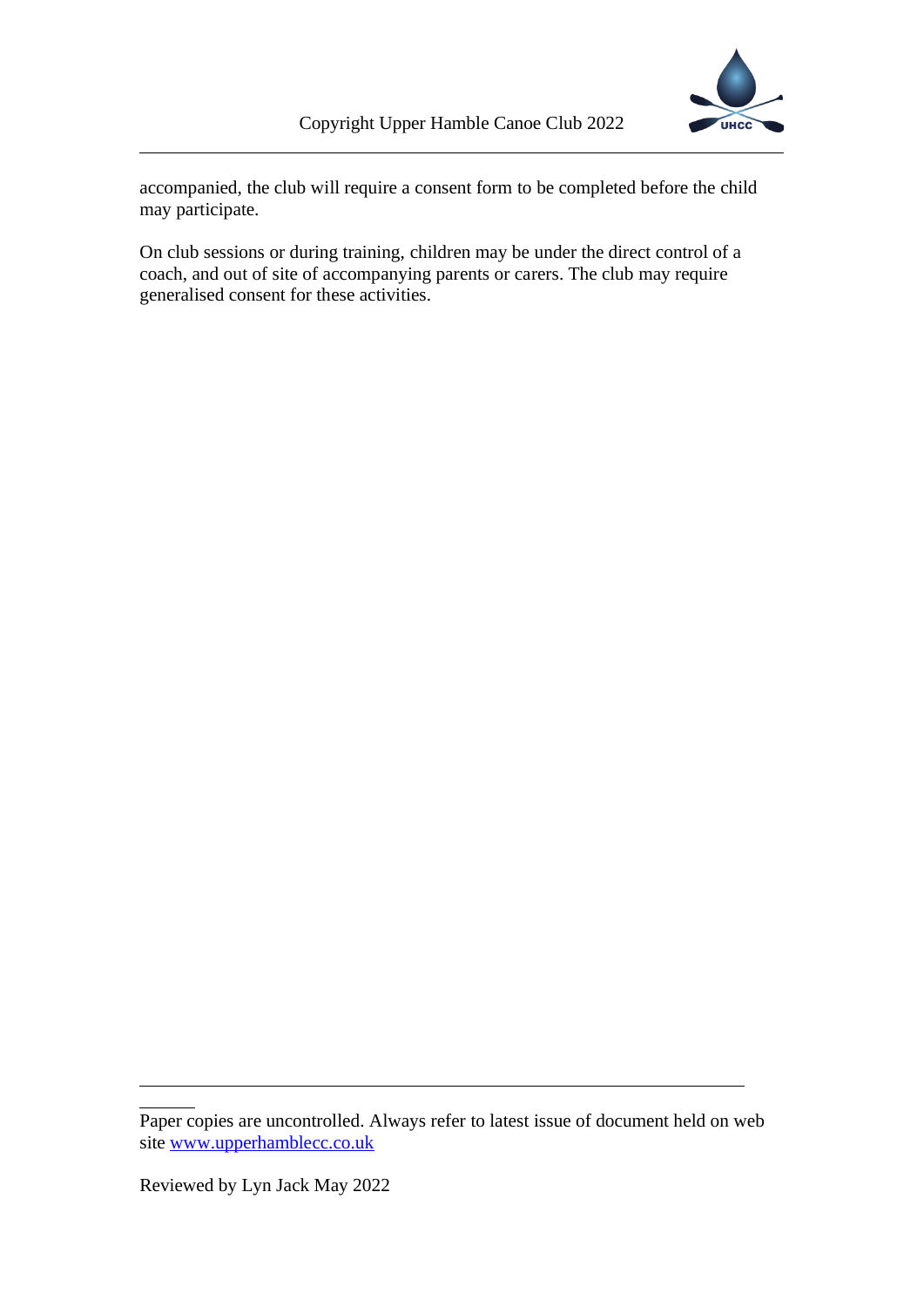accompanied, the club will require a consent form to be completed before the child may participate.

On club sessions or during training, children may be under the direct control of a coach, and out of site of accompanying parents or carers. The club may require generalised consent for these activities.

---

Paper copies are uncontrolled. Always refer to latest issue of document held on web site [www.upperhamblecc.co.uk](http://www.upperhamblecc.co.uk)

Reviewed by Lyn Jack May 2022